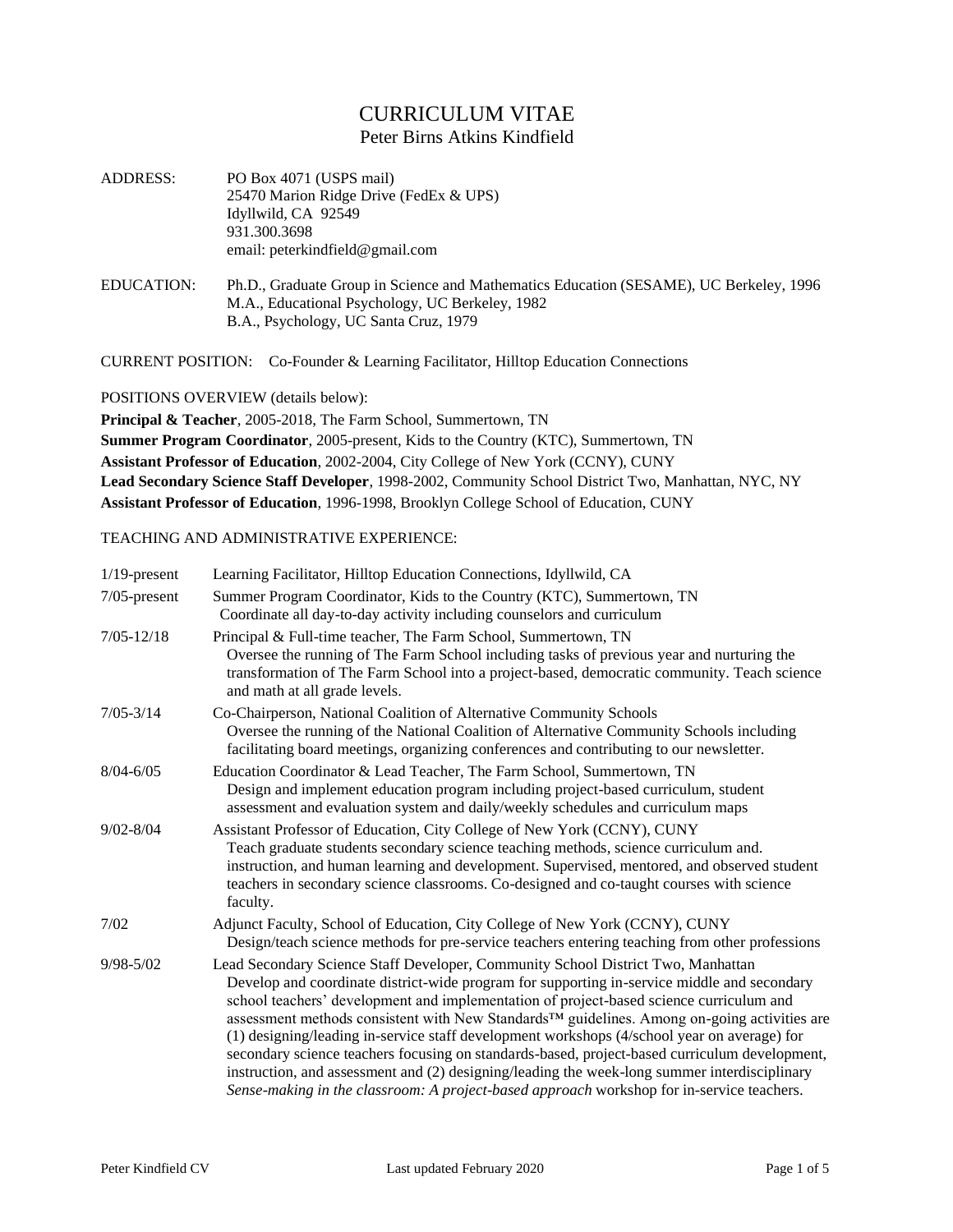# CURRICULUM VITAE

## Peter Birns Atkins Kindfield

ADDRESS: PO Box 4071 (USPS mail)
25470 Marion Ridge Drive (FedEx & UPS)
Idyllwild, CA 92549
931.300.3698
email: peterkindfield@gmail.com

EDUCATION: Ph.D., Graduate Group in Science and Mathematics Education (SESAME), UC Berkeley, 1996
M.A., Educational Psychology, UC Berkeley, 1982
B.A., Psychology, UC Santa Cruz, 1979

CURRENT POSITION: Co-Founder & Learning Facilitator, Hilltop Education Connections

POSITIONS OVERVIEW (details below):

**Principal & Teacher**, 2005-2018, The Farm School, Summertown, TN
**Summer Program Coordinator**, 2005-present, Kids to the Country (KTC), Summertown, TN
**Assistant Professor of Education**, 2002-2004, City College of New York (CCNY), CUNY
**Lead Secondary Science Staff Developer**, 1998-2002, Community School District Two, Manhattan, NYC, NY
**Assistant Professor of Education**, 1996-1998, Brooklyn College School of Education, CUNY

TEACHING AND ADMINISTRATIVE EXPERIENCE:

1/19-present Learning Facilitator, Hilltop Education Connections, Idyllwild, CA

7/05-present Summer Program Coordinator, Kids to the Country (KTC), Summertown, TN
Coordinate all day-to-day activity including counselors and curriculum

7/05-12/18 Principal & Full-time teacher, The Farm School, Summertown, TN
Oversee the running of The Farm School including tasks of previous year and nurturing the transformation of The Farm School into a project-based, democratic community. Teach science and math at all grade levels.

7/05-3/14 Co-Chairperson, National Coalition of Alternative Community Schools
Oversee the running of the National Coalition of Alternative Community Schools including facilitating board meetings, organizing conferences and contributing to our newsletter.

8/04-6/05 Education Coordinator & Lead Teacher, The Farm School, Summertown, TN
Design and implement education program including project-based curriculum, student assessment and evaluation system and daily/weekly schedules and curriculum maps

9/02-8/04 Assistant Professor of Education, City College of New York (CCNY), CUNY
Teach graduate students secondary science teaching methods, science curriculum and. instruction, and human learning and development. Supervised, mentored, and observed student teachers in secondary science classrooms. Co-designed and co-taught courses with science faculty.

7/02 Adjunct Faculty, School of Education, City College of New York (CCNY), CUNY
Design/teach science methods for pre-service teachers entering teaching from other professions

9/98-5/02 Lead Secondary Science Staff Developer, Community School District Two, Manhattan
Develop and coordinate district-wide program for supporting in-service middle and secondary school teachers' development and implementation of project-based science curriculum and assessment methods consistent with New Standards™ guidelines. Among on-going activities are (1) designing/leading in-service staff development workshops (4/school year on average) for secondary science teachers focusing on standards-based, project-based curriculum development, instruction, and assessment and (2) designing/leading the week-long summer interdisciplinary *Sense-making in the classroom: A project-based approach* workshop for in-service teachers.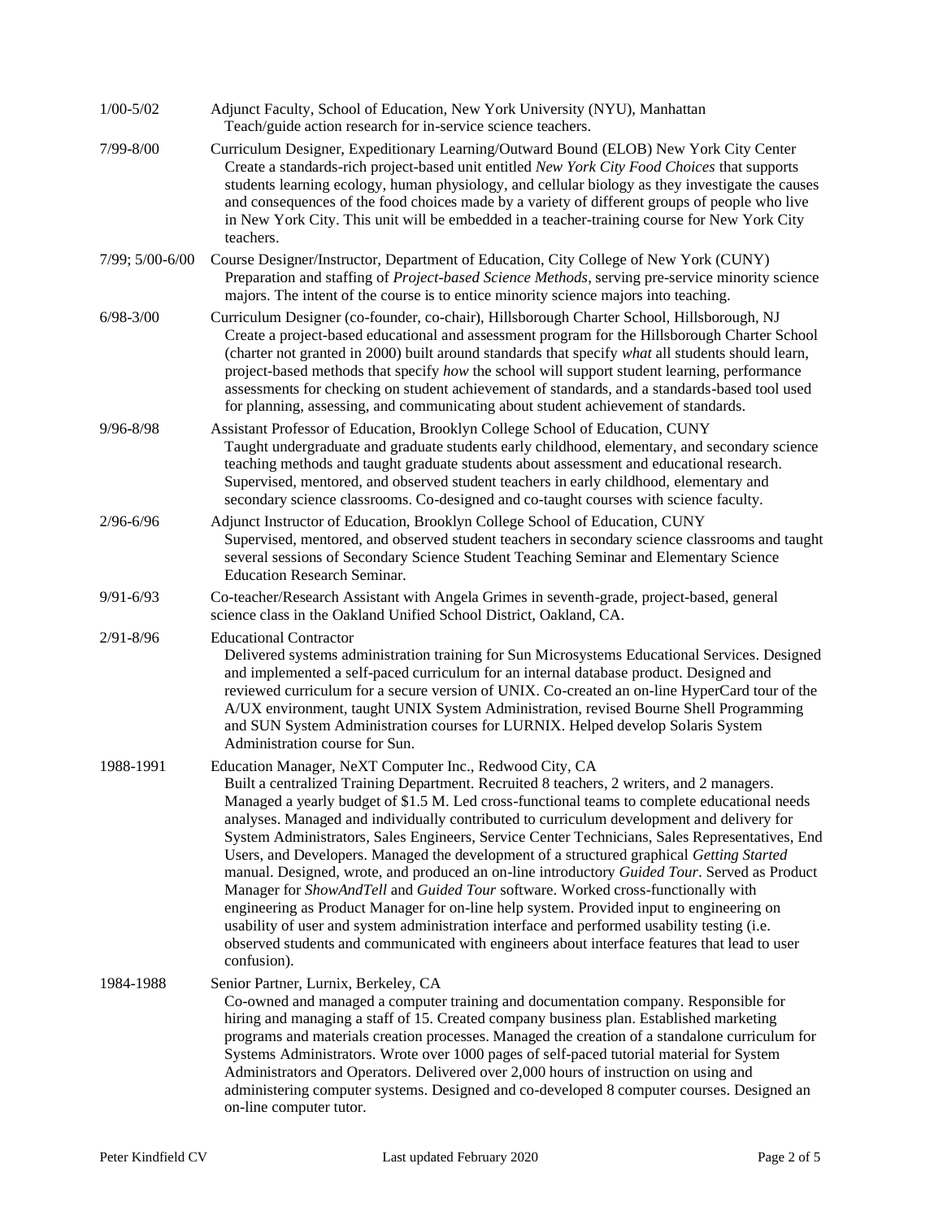| | |
|---|---|
| 1/00-5/02 | Adjunct Faculty, School of Education, New York University (NYU), Manhattan<br>Teach/guide action research for in-service science teachers. |
| 7/99-8/00 | Curriculum Designer, Expeditionary Learning/Outward Bound (ELOB) New York City Center<br>Create a standards-rich project-based unit entitled *New York City Food Choices* that supports students learning ecology, human physiology, and cellular biology as they investigate the causes and consequences of the food choices made by a variety of different groups of people who live in New York City. This unit will be embedded in a teacher-training course for New York City teachers. |
| 7/99; 5/00-6/00 | Course Designer/Instructor, Department of Education, City College of New York (CUNY)<br>Preparation and staffing of *Project-based Science Methods*, serving pre-service minority science majors. The intent of the course is to entice minority science majors into teaching. |
| 6/98-3/00 | Curriculum Designer (co-founder, co-chair), Hillsborough Charter School, Hillsborough, NJ<br>Create a project-based educational and assessment program for the Hillsborough Charter School (charter not granted in 2000) built around standards that specify *what* all students should learn, project-based methods that specify *how* the school will support student learning, performance assessments for checking on student achievement of standards, and a standards-based tool used for planning, assessing, and communicating about student achievement of standards. |
| 9/96-8/98 | Assistant Professor of Education, Brooklyn College School of Education, CUNY<br>Taught undergraduate and graduate students early childhood, elementary, and secondary science teaching methods and taught graduate students about assessment and educational research. Supervised, mentored, and observed student teachers in early childhood, elementary and secondary science classrooms. Co-designed and co-taught courses with science faculty. |
| 2/96-6/96 | Adjunct Instructor of Education, Brooklyn College School of Education, CUNY<br>Supervised, mentored, and observed student teachers in secondary science classrooms and taught several sessions of Secondary Science Student Teaching Seminar and Elementary Science Education Research Seminar. |
| 9/91-6/93 | Co-teacher/Research Assistant with Angela Grimes in seventh-grade, project-based, general science class in the Oakland Unified School District, Oakland, CA. |
| 2/91-8/96 | Educational Contractor<br>Delivered systems administration training for Sun Microsystems Educational Services. Designed and implemented a self-paced curriculum for an internal database product. Designed and reviewed curriculum for a secure version of UNIX. Co-created an on-line HyperCard tour of the A/UX environment, taught UNIX System Administration, revised Bourne Shell Programming and SUN System Administration courses for LURNIX. Helped develop Solaris System Administration course for Sun. |
| 1988-1991 | Education Manager, NeXT Computer Inc., Redwood City, CA<br>Built a centralized Training Department. Recruited 8 teachers, 2 writers, and 2 managers. Managed a yearly budget of $1.5 M. Led cross-functional teams to complete educational needs analyses. Managed and individually contributed to curriculum development and delivery for System Administrators, Sales Engineers, Service Center Technicians, Sales Representatives, End Users, and Developers. Managed the development of a structured graphical *Getting Started* manual. Designed, wrote, and produced an on-line introductory *Guided Tour*. Served as Product Manager for *ShowAndTell* and *Guided Tour* software. Worked cross-functionally with engineering as Product Manager for on-line help system. Provided input to engineering on usability of user and system administration interface and performed usability testing (i.e. observed students and communicated with engineers about interface features that lead to user confusion). |
| 1984-1988 | Senior Partner, Lurnix, Berkeley, CA<br>Co-owned and managed a computer training and documentation company. Responsible for hiring and managing a staff of 15. Created company business plan. Established marketing programs and materials creation processes. Managed the creation of a standalone curriculum for Systems Administrators. Wrote over 1000 pages of self-paced tutorial material for System Administrators and Operators. Delivered over 2,000 hours of instruction on using and administering computer systems. Designed and co-developed 8 computer courses. Designed an on-line computer tutor. |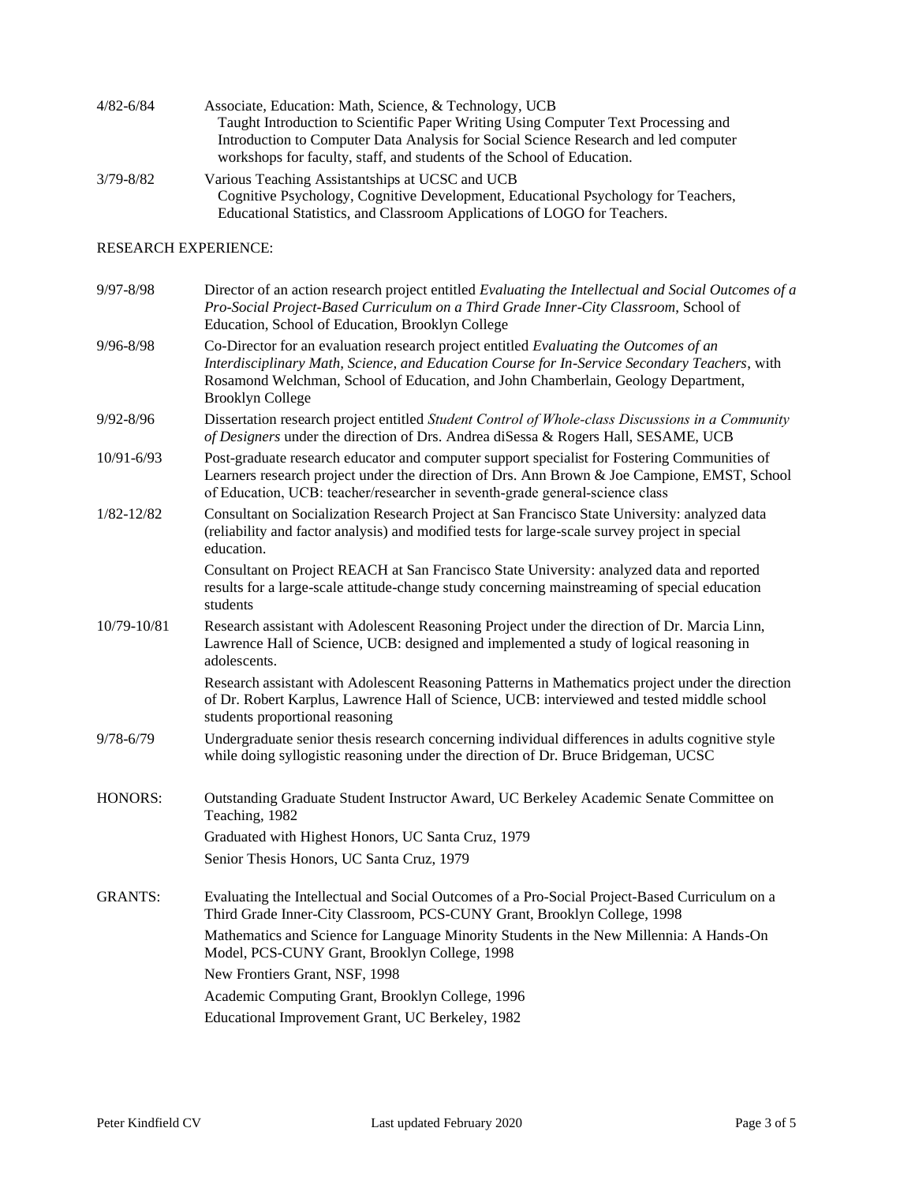| | |
|---|---|
| 4/82-6/84 | Associate, Education: Math, Science, & Technology, UCB<br>Taught Introduction to Scientific Paper Writing Using Computer Text Processing and Introduction to Computer Data Analysis for Social Science Research and led computer workshops for faculty, staff, and students of the School of Education. |
| 3/79-8/82 | Various Teaching Assistantships at UCSC and UCB<br>Cognitive Psychology, Cognitive Development, Educational Psychology for Teachers, Educational Statistics, and Classroom Applications of LOGO for Teachers. |

RESEARCH EXPERIENCE:

| | |
|---|---|
| 9/97-8/98 | Director of an action research project entitled *Evaluating the Intellectual and Social Outcomes of a Pro-Social Project-Based Curriculum on a Third Grade Inner-City Classroom*, School of Education, School of Education, Brooklyn College |
| 9/96-8/98 | Co-Director for an evaluation research project entitled *Evaluating the Outcomes of an Interdisciplinary Math, Science, and Education Course for In-Service Secondary Teachers*, with Rosamond Welchman, School of Education, and John Chamberlain, Geology Department, Brooklyn College |
| 9/92-8/96 | Dissertation research project entitled *Student Control of Whole-class Discussions in a Community of Designers* under the direction of Drs. Andrea diSessa & Rogers Hall, SESAME, UCB |
| 10/91-6/93 | Post-graduate research educator and computer support specialist for Fostering Communities of Learners research project under the direction of Drs. Ann Brown & Joe Campione, EMST, School of Education, UCB: teacher/researcher in seventh-grade general-science class |
| 1/82-12/82 | Consultant on Socialization Research Project at San Francisco State University: analyzed data (reliability and factor analysis) and modified tests for large-scale survey project in special education.<br>Consultant on Project REACH at San Francisco State University: analyzed data and reported results for a large-scale attitude-change study concerning mainstreaming of special education students |
| 10/79-10/81 | Research assistant with Adolescent Reasoning Project under the direction of Dr. Marcia Linn, Lawrence Hall of Science, UCB: designed and implemented a study of logical reasoning in adolescents.<br>Research assistant with Adolescent Reasoning Patterns in Mathematics project under the direction of Dr. Robert Karplus, Lawrence Hall of Science, UCB: interviewed and tested middle school students proportional reasoning |
| 9/78-6/79 | Undergraduate senior thesis research concerning individual differences in adults cognitive style while doing syllogistic reasoning under the direction of Dr. Bruce Bridgeman, UCSC |

| | |
|---|---|
| HONORS: | Outstanding Graduate Student Instructor Award, UC Berkeley Academic Senate Committee on Teaching, 1982<br>Graduated with Highest Honors, UC Santa Cruz, 1979<br>Senior Thesis Honors, UC Santa Cruz, 1979 |
| GRANTS: | Evaluating the Intellectual and Social Outcomes of a Pro-Social Project-Based Curriculum on a Third Grade Inner-City Classroom, PCS-CUNY Grant, Brooklyn College, 1998<br>Mathematics and Science for Language Minority Students in the New Millennia: A Hands-On Model, PCS-CUNY Grant, Brooklyn College, 1998<br>New Frontiers Grant, NSF, 1998<br>Academic Computing Grant, Brooklyn College, 1996<br>Educational Improvement Grant, UC Berkeley, 1982 |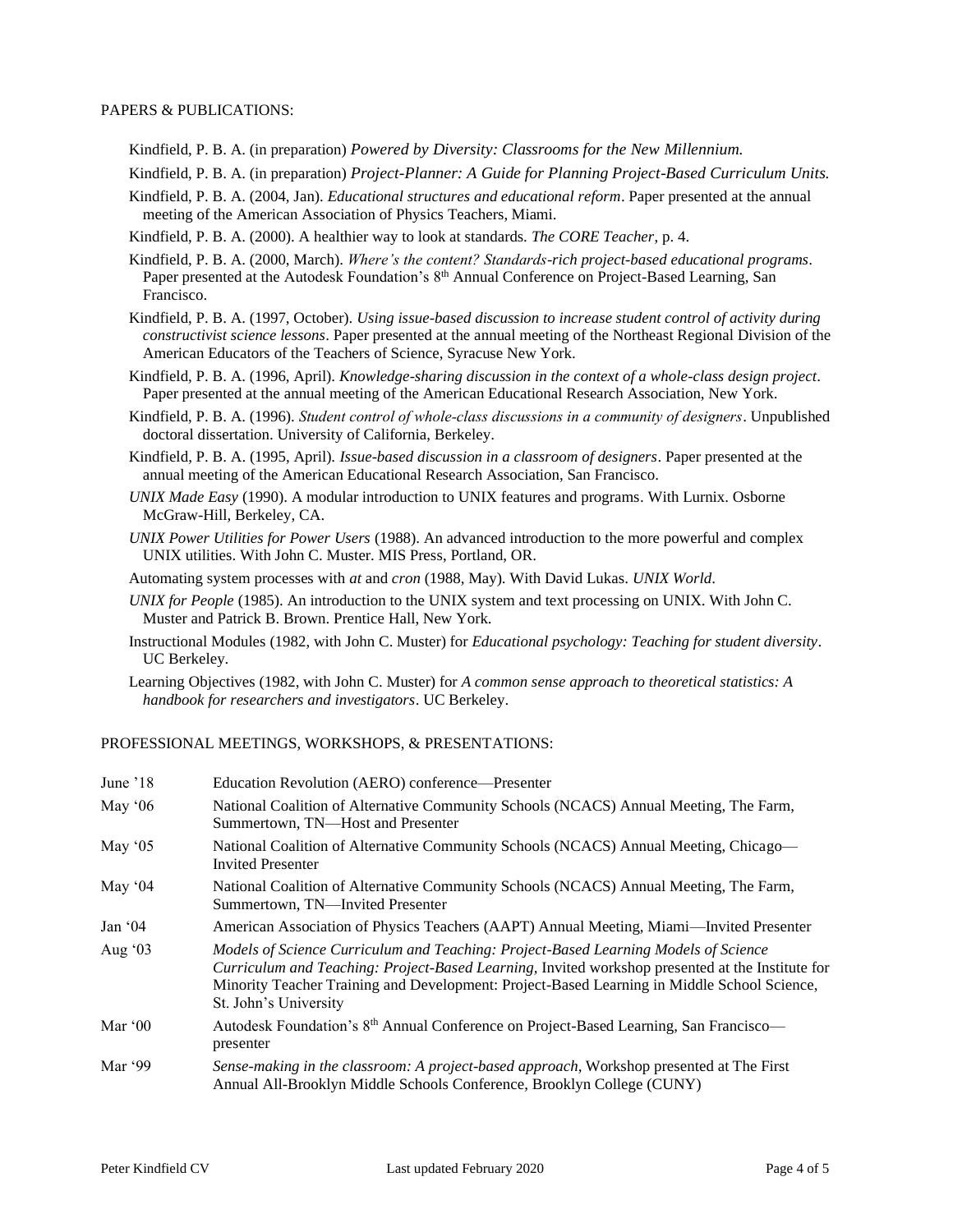## PAPERS & PUBLICATIONS:

Kindfield, P. B. A. (in preparation) *Powered by Diversity: Classrooms for the New Millennium.*

Kindfield, P. B. A. (in preparation) *Project-Planner: A Guide for Planning Project-Based Curriculum Units.*

Kindfield, P. B. A. (2004, Jan). *Educational structures and educational reform*. Paper presented at the annual meeting of the American Association of Physics Teachers, Miami.

Kindfield, P. B. A. (2000). A healthier way to look at standards. *The CORE Teacher*, p. 4.

Kindfield, P. B. A. (2000, March). *Where's the content? Standards-rich project-based educational programs*. Paper presented at the Autodesk Foundation's 8th Annual Conference on Project-Based Learning, San Francisco.

Kindfield, P. B. A. (1997, October). *Using issue-based discussion to increase student control of activity during constructivist science lessons*. Paper presented at the annual meeting of the Northeast Regional Division of the American Educators of the Teachers of Science, Syracuse New York.

Kindfield, P. B. A. (1996, April). *Knowledge-sharing discussion in the context of a whole-class design project*. Paper presented at the annual meeting of the American Educational Research Association, New York.

Kindfield, P. B. A. (1996). *Student control of whole-class discussions in a community of designers*. Unpublished doctoral dissertation. University of California, Berkeley.

Kindfield, P. B. A. (1995, April). *Issue-based discussion in a classroom of designers*. Paper presented at the annual meeting of the American Educational Research Association, San Francisco.

*UNIX Made Easy* (1990). A modular introduction to UNIX features and programs. With Lurnix. Osborne McGraw-Hill, Berkeley, CA.

*UNIX Power Utilities for Power Users* (1988). An advanced introduction to the more powerful and complex UNIX utilities. With John C. Muster. MIS Press, Portland, OR.

Automating system processes with *at* and *cron* (1988, May). With David Lukas. *UNIX World*.

*UNIX for People* (1985). An introduction to the UNIX system and text processing on UNIX. With John C. Muster and Patrick B. Brown. Prentice Hall, New York.

Instructional Modules (1982, with John C. Muster) for *Educational psychology: Teaching for student diversity*. UC Berkeley.

Learning Objectives (1982, with John C. Muster) for *A common sense approach to theoretical statistics: A handbook for researchers and investigators*. UC Berkeley.

## PROFESSIONAL MEETINGS, WORKSHOPS, & PRESENTATIONS:

| | |
|---|---|
| June '18 | Education Revolution (AERO) conference—Presenter |
| May '06 | National Coalition of Alternative Community Schools (NCACS) Annual Meeting, The Farm, Summertown, TN—Host and Presenter |
| May '05 | National Coalition of Alternative Community Schools (NCACS) Annual Meeting, Chicago—Invited Presenter |
| May '04 | National Coalition of Alternative Community Schools (NCACS) Annual Meeting, The Farm, Summertown, TN—Invited Presenter |
| Jan '04 | American Association of Physics Teachers (AAPT) Annual Meeting, Miami—Invited Presenter |
| Aug '03 | *Models of Science Curriculum and Teaching: Project-Based Learning Models of Science Curriculum and Teaching: Project-Based Learning,* Invited workshop presented at the Institute for Minority Teacher Training and Development: Project-Based Learning in Middle School Science, St. John's University |
| Mar '00 | Autodesk Foundation's 8th Annual Conference on Project-Based Learning, San Francisco—presenter |
| Mar '99 | *Sense-making in the classroom: A project-based approach*, Workshop presented at The First Annual All-Brooklyn Middle Schools Conference, Brooklyn College (CUNY) |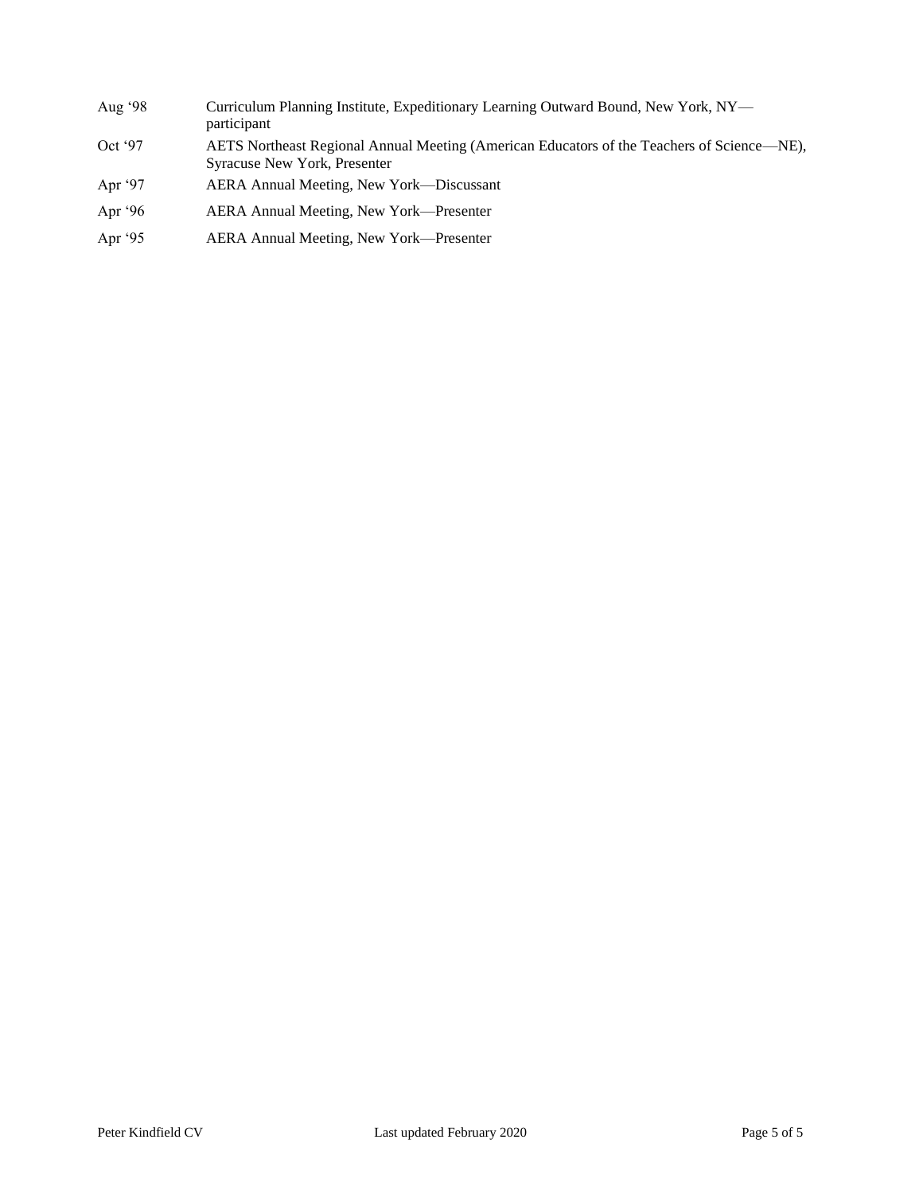| | |
|---|---|
| Aug '98 | Curriculum Planning Institute, Expeditionary Learning Outward Bound, New York, NY—participant |
| Oct '97 | AETS Northeast Regional Annual Meeting (American Educators of the Teachers of Science—NE), Syracuse New York, Presenter |
| Apr '97 | AERA Annual Meeting, New York—Discussant |
| Apr '96 | AERA Annual Meeting, New York—Presenter |
| Apr '95 | AERA Annual Meeting, New York—Presenter |